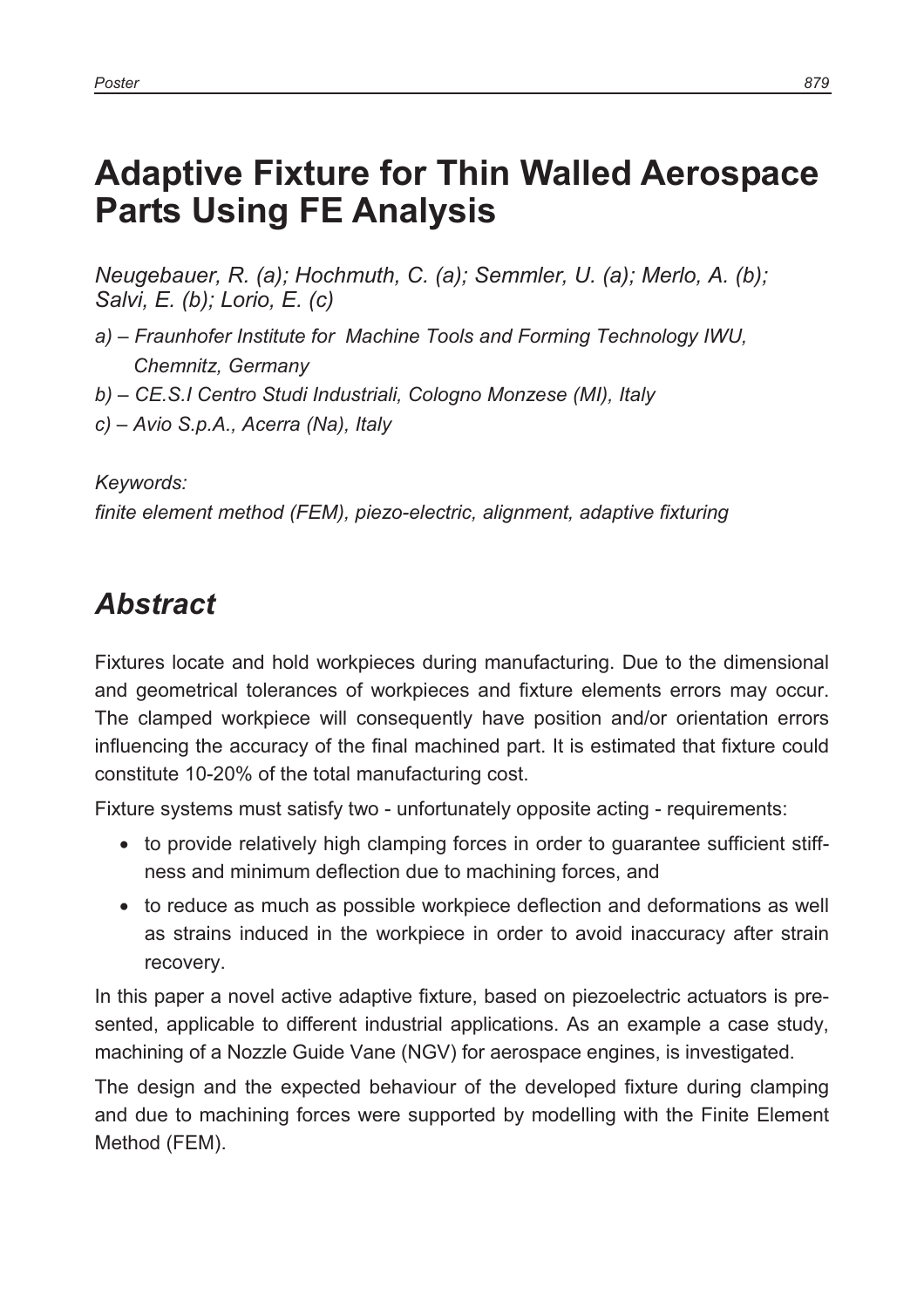# Adaptive Fixture for Thin Walled Aerospace Parts Using FE Analysis

*Neugebauer, R. (a); Hochmuth, C. (a); Semmler, U. (a); Merlo, A. (b); Salvi, E. (b); Lorio, E. (c)*

*a) – Fraunhofer Institute for Machine Tools and Forming Technology IWU, Chemnitz, Germany*

*b) – CE.S.I Centro Studi Industriali, Cologno Monzese (MI), Italy*

*c) – Avio S.p.A., Acerra (Na), Italy*

*Keywords:*
*finite element method (FEM), piezo-electric, alignment, adaptive fixturing*

## *Abstract*

Fixtures locate and hold workpieces during manufacturing. Due to the dimensional and geometrical tolerances of workpieces and fixture elements errors may occur. The clamped workpiece will consequently have position and/or orientation errors influencing the accuracy of the final machined part. It is estimated that fixture could constitute 10-20% of the total manufacturing cost.

Fixture systems must satisfy two - unfortunately opposite acting - requirements:

- to provide relatively high clamping forces in order to guarantee sufficient stiffness and minimum deflection due to machining forces, and
- to reduce as much as possible workpiece deflection and deformations as well as strains induced in the workpiece in order to avoid inaccuracy after strain recovery.

In this paper a novel active adaptive fixture, based on piezoelectric actuators is presented, applicable to different industrial applications. As an example a case study, machining of a Nozzle Guide Vane (NGV) for aerospace engines, is investigated.

The design and the expected behaviour of the developed fixture during clamping and due to machining forces were supported by modelling with the Finite Element Method (FEM).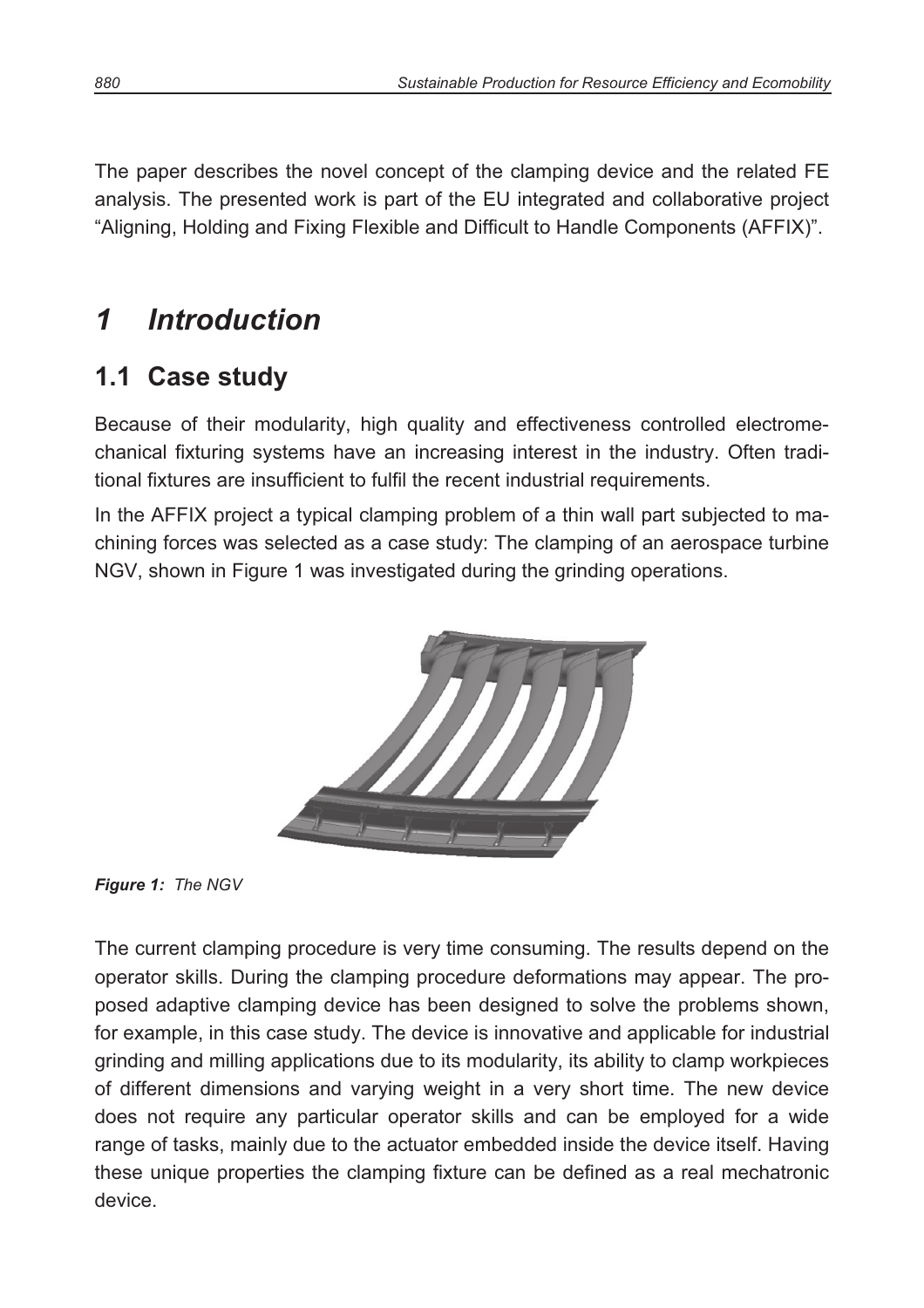The paper describes the novel concept of the clamping device and the related FE analysis. The presented work is part of the EU integrated and collaborative project "Aligning, Holding and Fixing Flexible and Difficult to Handle Components (AFFIX)".

# 1 Introduction

## 1.1 Case study

Because of their modularity, high quality and effectiveness controlled electromechanical fixturing systems have an increasing interest in the industry. Often traditional fixtures are insufficient to fulfil the recent industrial requirements.

In the AFFIX project a typical clamping problem of a thin wall part subjected to machining forces was selected as a case study: The clamping of an aerospace turbine NGV, shown in Figure 1 was investigated during the grinding operations.

***Figure 1:*** *The NGV*

The current clamping procedure is very time consuming. The results depend on the operator skills. During the clamping procedure deformations may appear. The proposed adaptive clamping device has been designed to solve the problems shown, for example, in this case study. The device is innovative and applicable for industrial grinding and milling applications due to its modularity, its ability to clamp workpieces of different dimensions and varying weight in a very short time. The new device does not require any particular operator skills and can be employed for a wide range of tasks, mainly due to the actuator embedded inside the device itself. Having these unique properties the clamping fixture can be defined as a real mechatronic device.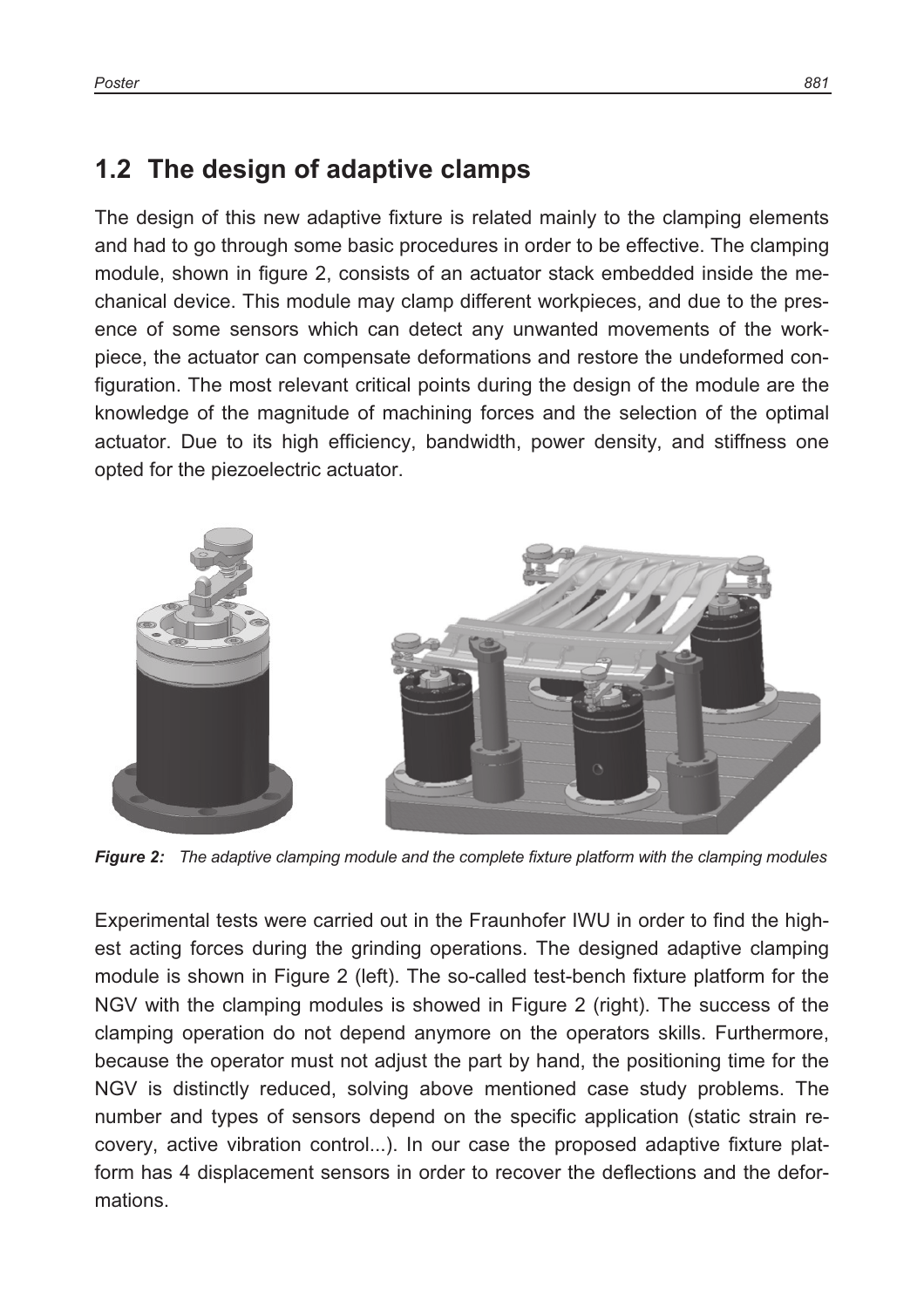## 1.2 The design of adaptive clamps

The design of this new adaptive fixture is related mainly to the clamping elements and had to go through some basic procedures in order to be effective. The clamping module, shown in figure 2, consists of an actuator stack embedded inside the mechanical device. This module may clamp different workpieces, and due to the presence of some sensors which can detect any unwanted movements of the workpiece, the actuator can compensate deformations and restore the undeformed configuration. The most relevant critical points during the design of the module are the knowledge of the magnitude of machining forces and the selection of the optimal actuator. Due to its high efficiency, bandwidth, power density, and stiffness one opted for the piezoelectric actuator.

***Figure 2:*** *The adaptive clamping module and the complete fixture platform with the clamping modules*

Experimental tests were carried out in the Fraunhofer IWU in order to find the highest acting forces during the grinding operations. The designed adaptive clamping module is shown in Figure 2 (left). The so-called test-bench fixture platform for the NGV with the clamping modules is showed in Figure 2 (right). The success of the clamping operation do not depend anymore on the operators skills. Furthermore, because the operator must not adjust the part by hand, the positioning time for the NGV is distinctly reduced, solving above mentioned case study problems. The number and types of sensors depend on the specific application (static strain recovery, active vibration control...). In our case the proposed adaptive fixture platform has 4 displacement sensors in order to recover the deflections and the deformations.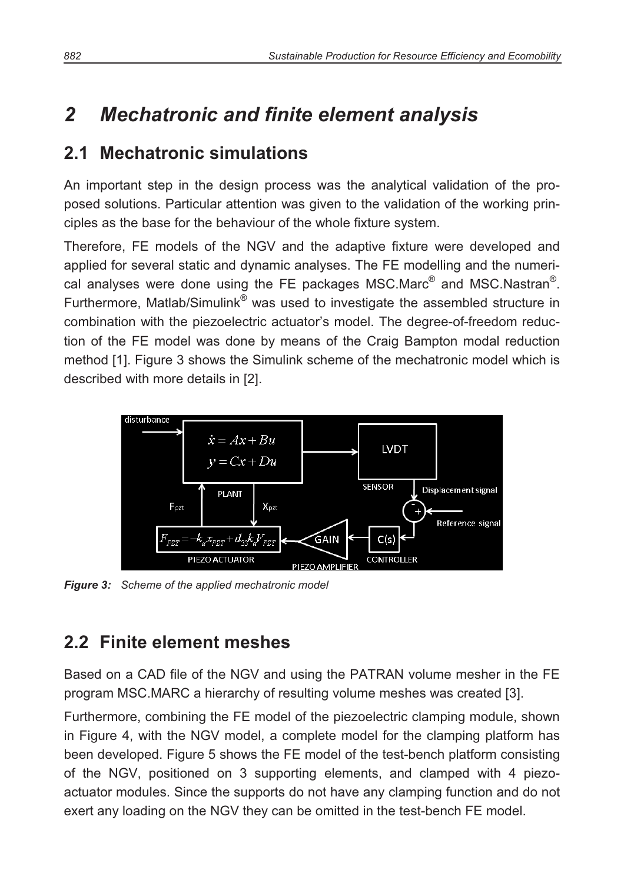# 2 Mechatronic and finite element analysis

## 2.1 Mechatronic simulations

An important step in the design process was the analytical validation of the proposed solutions. Particular attention was given to the validation of the working principles as the base for the behaviour of the whole fixture system.

Therefore, FE models of the NGV and the adaptive fixture were developed and applied for several static and dynamic analyses. The FE modelling and the numerical analyses were done using the FE packages MSC.Marc® and MSC.Nastran®. Furthermore, Matlab/Simulink® was used to investigate the assembled structure in combination with the piezoelectric actuator's model. The degree-of-freedom reduction of the FE model was done by means of the Craig Bampton modal reduction method [1]. Figure 3 shows the Simulink scheme of the mechatronic model which is described with more details in [2].

***Figure 3:*** *Scheme of the applied mechatronic model*

## 2.2 Finite element meshes

Based on a CAD file of the NGV and using the PATRAN volume mesher in the FE program MSC.MARC a hierarchy of resulting volume meshes was created [3].

Furthermore, combining the FE model of the piezoelectric clamping module, shown in Figure 4, with the NGV model, a complete model for the clamping platform has been developed. Figure 5 shows the FE model of the test-bench platform consisting of the NGV, positioned on 3 supporting elements, and clamped with 4 piezo-actuator modules. Since the supports do not have any clamping function and do not exert any loading on the NGV they can be omitted in the test-bench FE model.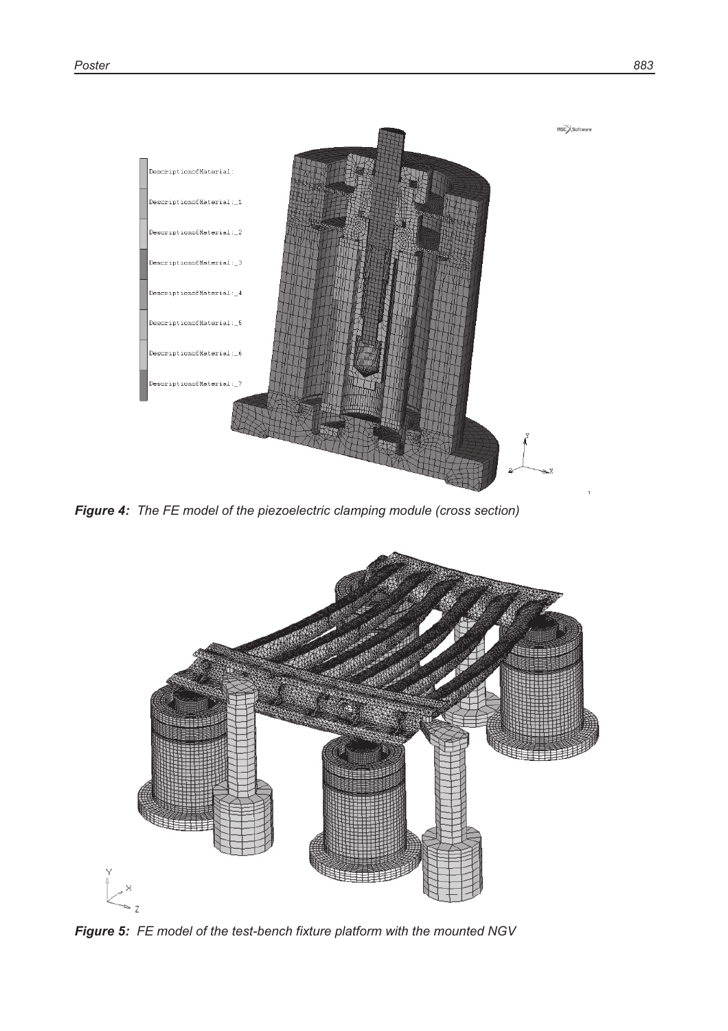*Figure 4: The FE model of the piezoelectric clamping module (cross section)*

*Figure 5: FE model of the test-bench fixture platform with the mounted NGV*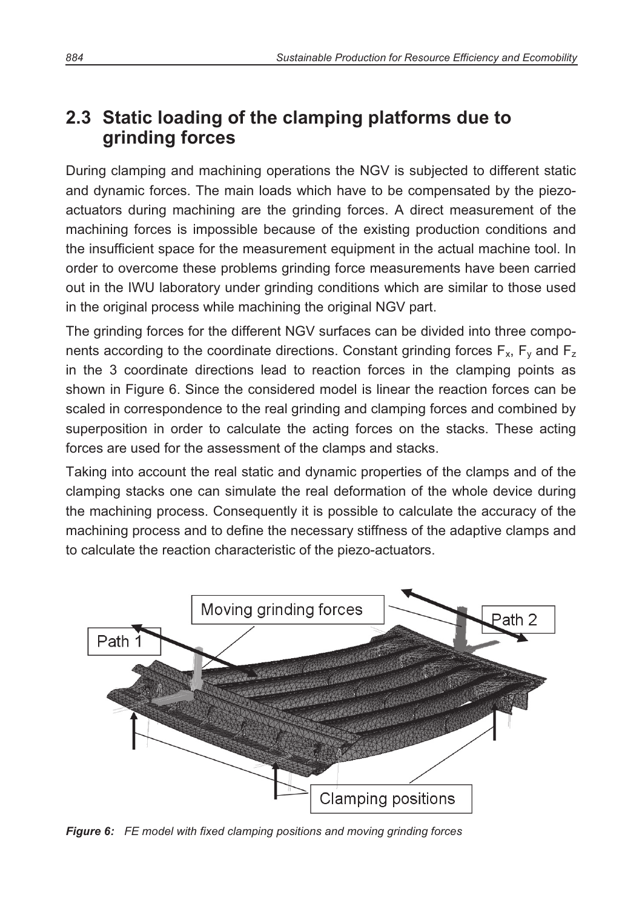## 2.3 Static loading of the clamping platforms due to grinding forces

During clamping and machining operations the NGV is subjected to different static and dynamic forces. The main loads which have to be compensated by the piezo-actuators during machining are the grinding forces. A direct measurement of the machining forces is impossible because of the existing production conditions and the insufficient space for the measurement equipment in the actual machine tool. In order to overcome these problems grinding force measurements have been carried out in the IWU laboratory under grinding conditions which are similar to those used in the original process while machining the original NGV part.

The grinding forces for the different NGV surfaces can be divided into three components according to the coordinate directions. Constant grinding forces $F_x$, $F_y$ and $F_z$ in the 3 coordinate directions lead to reaction forces in the clamping points as shown in Figure 6. Since the considered model is linear the reaction forces can be scaled in correspondence to the real grinding and clamping forces and combined by superposition in order to calculate the acting forces on the stacks. These acting forces are used for the assessment of the clamps and stacks.

Taking into account the real static and dynamic properties of the clamps and of the clamping stacks one can simulate the real deformation of the whole device during the machining process. Consequently it is possible to calculate the accuracy of the machining process and to define the necessary stiffness of the adaptive clamps and to calculate the reaction characteristic of the piezo-actuators.

Moving grinding forces

Path 1

Path 2

Clamping positions

***Figure 6:*** *FE model with fixed clamping positions and moving grinding forces*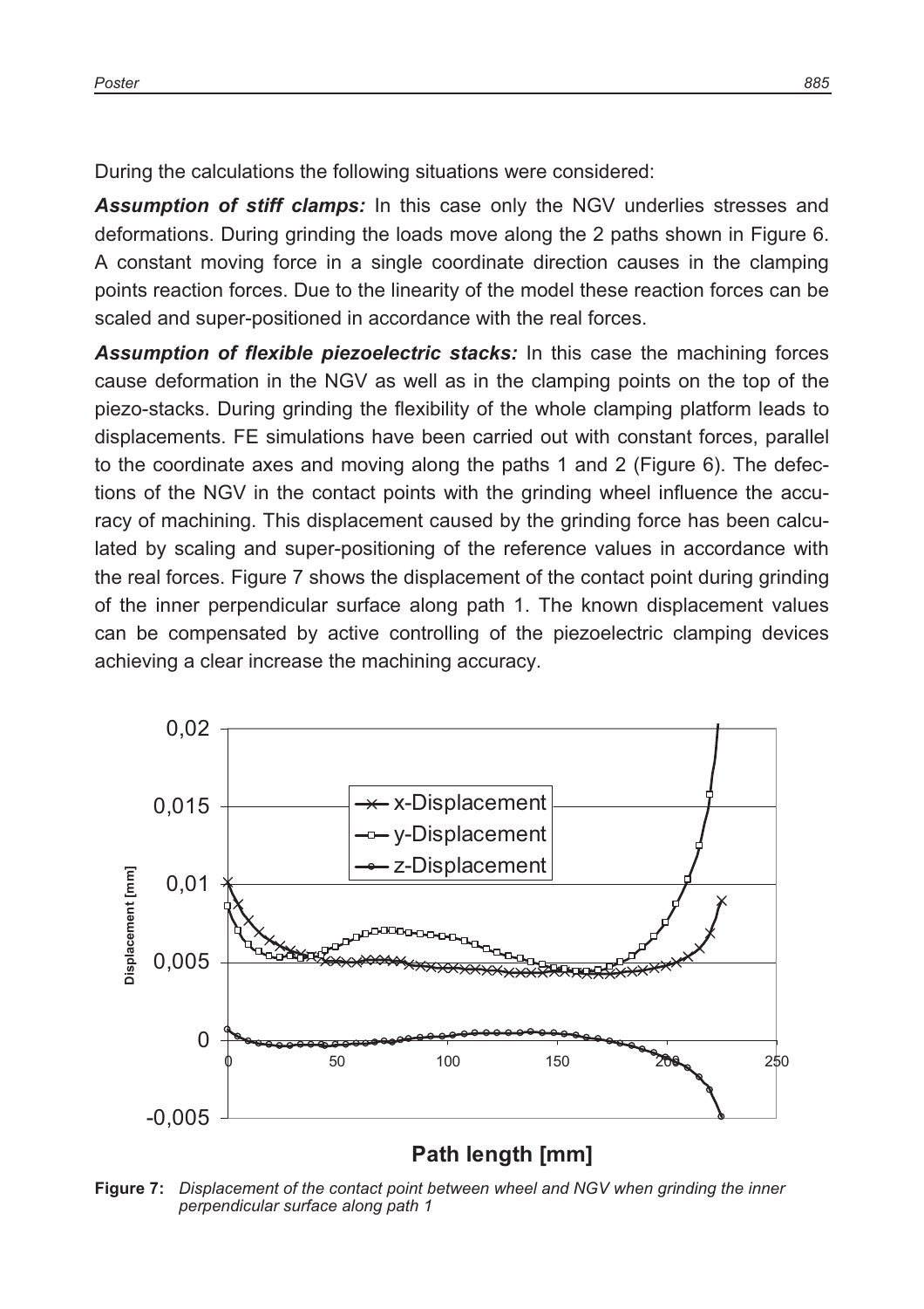During the calculations the following situations were considered:

***Assumption of stiff clamps:*** In this case only the NGV underlies stresses and deformations. During grinding the loads move along the 2 paths shown in Figure 6. A constant moving force in a single coordinate direction causes in the clamping points reaction forces. Due to the linearity of the model these reaction forces can be scaled and super-positioned in accordance with the real forces.

***Assumption of flexible piezoelectric stacks:*** In this case the machining forces cause deformation in the NGV as well as in the clamping points on the top of the piezo-stacks. During grinding the flexibility of the whole clamping platform leads to displacements. FE simulations have been carried out with constant forces, parallel to the coordinate axes and moving along the paths 1 and 2 (Figure 6). The defections of the NGV in the contact points with the grinding wheel influence the accuracy of machining. This displacement caused by the grinding force has been calculated by scaling and super-positioning of the reference values in accordance with the real forces. Figure 7 shows the displacement of the contact point during grinding of the inner perpendicular surface along path 1. The known displacement values can be compensated by active controlling of the piezoelectric clamping devices achieving a clear increase the machining accuracy.

**Figure 7:** *Displacement of the contact point between wheel and NGV when grinding the inner perpendicular surface along path 1*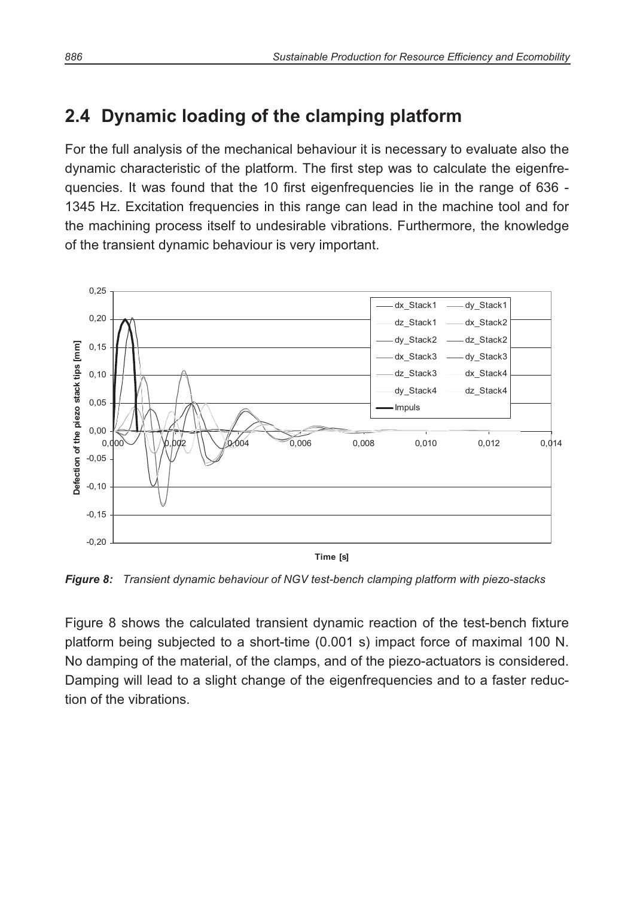## 2.4 Dynamic loading of the clamping platform

For the full analysis of the mechanical behaviour it is necessary to evaluate also the dynamic characteristic of the platform. The first step was to calculate the eigenfrequencies. It was found that the 10 first eigenfrequencies lie in the range of 636 - 1345 Hz. Excitation frequencies in this range can lead in the machine tool and for the machining process itself to undesirable vibrations. Furthermore, the knowledge of the transient dynamic behaviour is very important.

***Figure 8:*** *Transient dynamic behaviour of NGV test-bench clamping platform with piezo-stacks*

Figure 8 shows the calculated transient dynamic reaction of the test-bench fixture platform being subjected to a short-time (0.001 s) impact force of maximal 100 N. No damping of the material, of the clamps, and of the piezo-actuators is considered. Damping will lead to a slight change of the eigenfrequencies and to a faster reduction of the vibrations.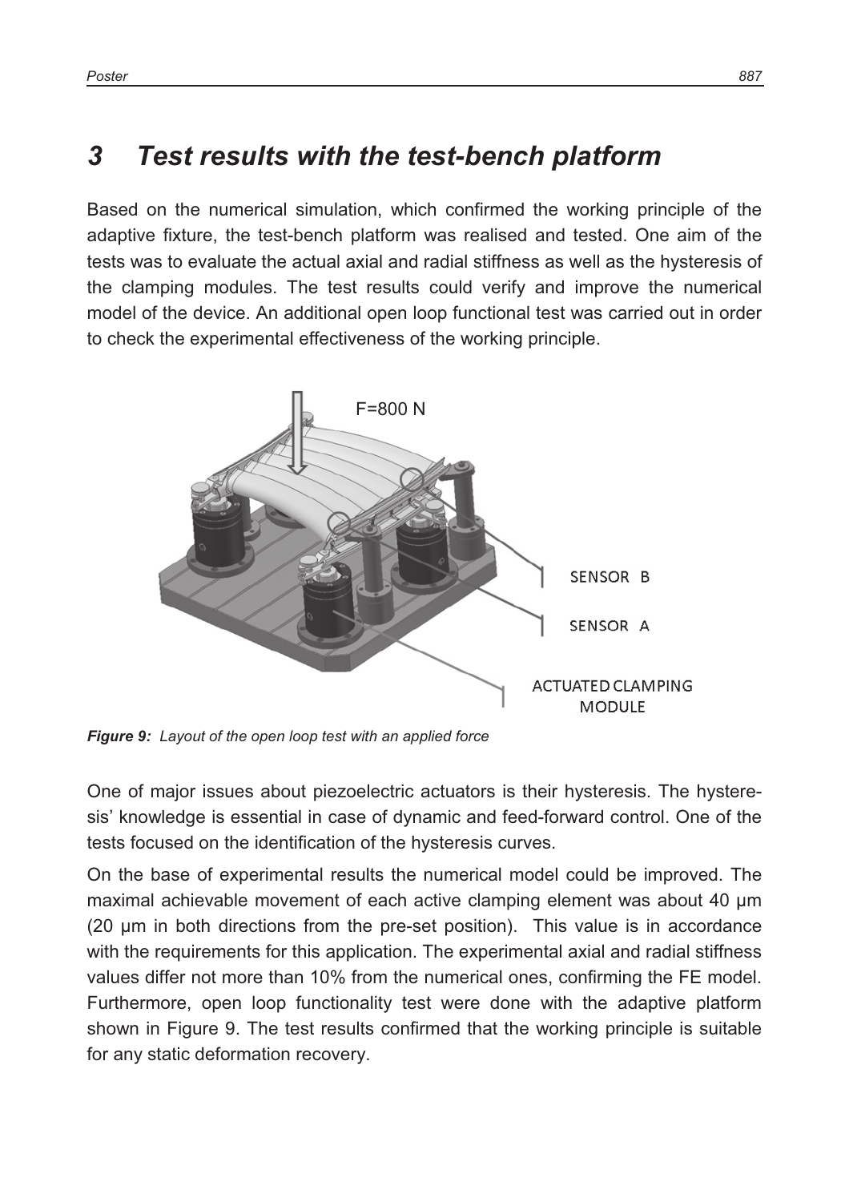# 3 Test results with the test-bench platform

Based on the numerical simulation, which confirmed the working principle of the adaptive fixture, the test-bench platform was realised and tested. One aim of the tests was to evaluate the actual axial and radial stiffness as well as the hysteresis of the clamping modules. The test results could verify and improve the numerical model of the device. An additional open loop functional test was carried out in order to check the experimental effectiveness of the working principle.

F=800 N

SENSOR B

SENSOR A

ACTUATED CLAMPING MODULE

***Figure 9:*** *Layout of the open loop test with an applied force*

One of major issues about piezoelectric actuators is their hysteresis. The hysteresis' knowledge is essential in case of dynamic and feed-forward control. One of the tests focused on the identification of the hysteresis curves.

On the base of experimental results the numerical model could be improved. The maximal achievable movement of each active clamping element was about 40 µm (20 µm in both directions from the pre-set position). This value is in accordance with the requirements for this application. The experimental axial and radial stiffness values differ not more than 10% from the numerical ones, confirming the FE model. Furthermore, open loop functionality test were done with the adaptive platform shown in Figure 9. The test results confirmed that the working principle is suitable for any static deformation recovery.